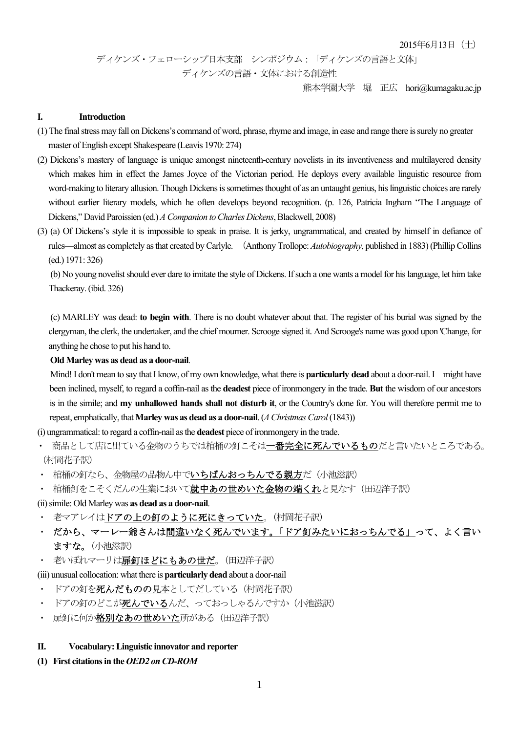2015年6月13日（土）

ディケンズ・フェローシップ日本支部　シンポジウム：「ディケンズの言語と文体」

ディケンズの言語・文体における創造性

熊本学園大学　堀　正広　hori@kumagaku.ac.jp

## I. Introduction

(1) The final stress may fall on Dickens's command of word, phrase, rhyme and image, in ease and range there is surely no greater master of English except Shakespeare (Leavis 1970: 274)

(2) Dickens's mastery of language is unique amongst nineteenth-century novelists in its inventiveness and multilayered density which makes him in effect the James Joyce of the Victorian period. He deploys every available linguistic resource from word-making to literary allusion. Though Dickens is sometimes thought of as an untaught genius, his linguistic choices are rarely without earlier literary models, which he often develops beyond recognition. (p. 126, Patricia Ingham "The Language of Dickens," David Paroissien (ed.) *A Companion to Charles Dickens*, Blackwell, 2008)

(3) (a) Of Dickens's style it is impossible to speak in praise. It is jerky, ungrammatical, and created by himself in defiance of rules—almost as completely as that created by Carlyle.　(Anthony Trollope: *Autobiography*, published in 1883) (Phillip Collins (ed.) 1971: 326)

(b) No young novelist should ever dare to imitate the style of Dickens. If such a one wants a model for his language, let him take Thackeray. (ibid. 326)

(c) MARLEY was dead: **to begin with**. There is no doubt whatever about that. The register of his burial was signed by the clergyman, the clerk, the undertaker, and the chief mourner. Scrooge signed it. And Scrooge's name was good upon 'Change, for anything he chose to put his hand to.

**Old Marley was as dead as a door-nail**.

Mind! I don't mean to say that I know, of my own knowledge, what there is **particularly dead** about a door-nail. I might have been inclined, myself, to regard a coffin-nail as the **deadest** piece of ironmongery in the trade. **But** the wisdom of our ancestors is in the simile; and **my unhallowed hands shall not disturb it**, or the Country's done for. You will therefore permit me to repeat, emphatically, that **Marley was as dead as a door-nail**. (*A Christmas Carol* (1843))

(i) ungrammatical: to regard a coffin-nail as the **deadest** piece of ironmongery in the trade.

- 商品として店に出ている金物のうちでは棺桶の釘こそは<u>一番完全に死んでいるもの</u>だと言いたいところである。（村岡花子訳）
- 棺桶の釘なら、金物屋の品物ん中で<u>いちばんおっちんでる親方</u>だ（小池滋訳）
- 棺桶釘をこそくだんの生業において<u>就中あの世めいた金物の端くれ</u>と見なす（田辺洋子訳）

(ii) simile: Old Marley was **as dead as a door-nail**.

- 老マアレイは<u>ドアの上の釘のように死にきっていた</u>。（村岡花子訳）
- **だから、マーレー爺さんは<u>間違いなく死んでいます。「ドア釘みたいにおっちんでる」</u>って、よく言いますな。**（小池滋訳）
- 老いぼれマーリは<u>扉釘ほどにもあの世だ</u>。（田辺洋子訳）

(iii) unusual collocation: what there is **particularly dead** about a door-nail

- ドアの釘を<u>死んだものの</u>見本としてだしている（村岡花子訳）
- ドアの釘のどこが<u>死んでいる</u>んだ、っておっしゃるんですか（小池滋訳）
- 扉釘に何か<u>格別なあの世めいた</u>所がある（田辺洋子訳）

## II. Vocabulary: Linguistic innovator and reporter

### (1) First citations in the *OED2 on CD-ROM*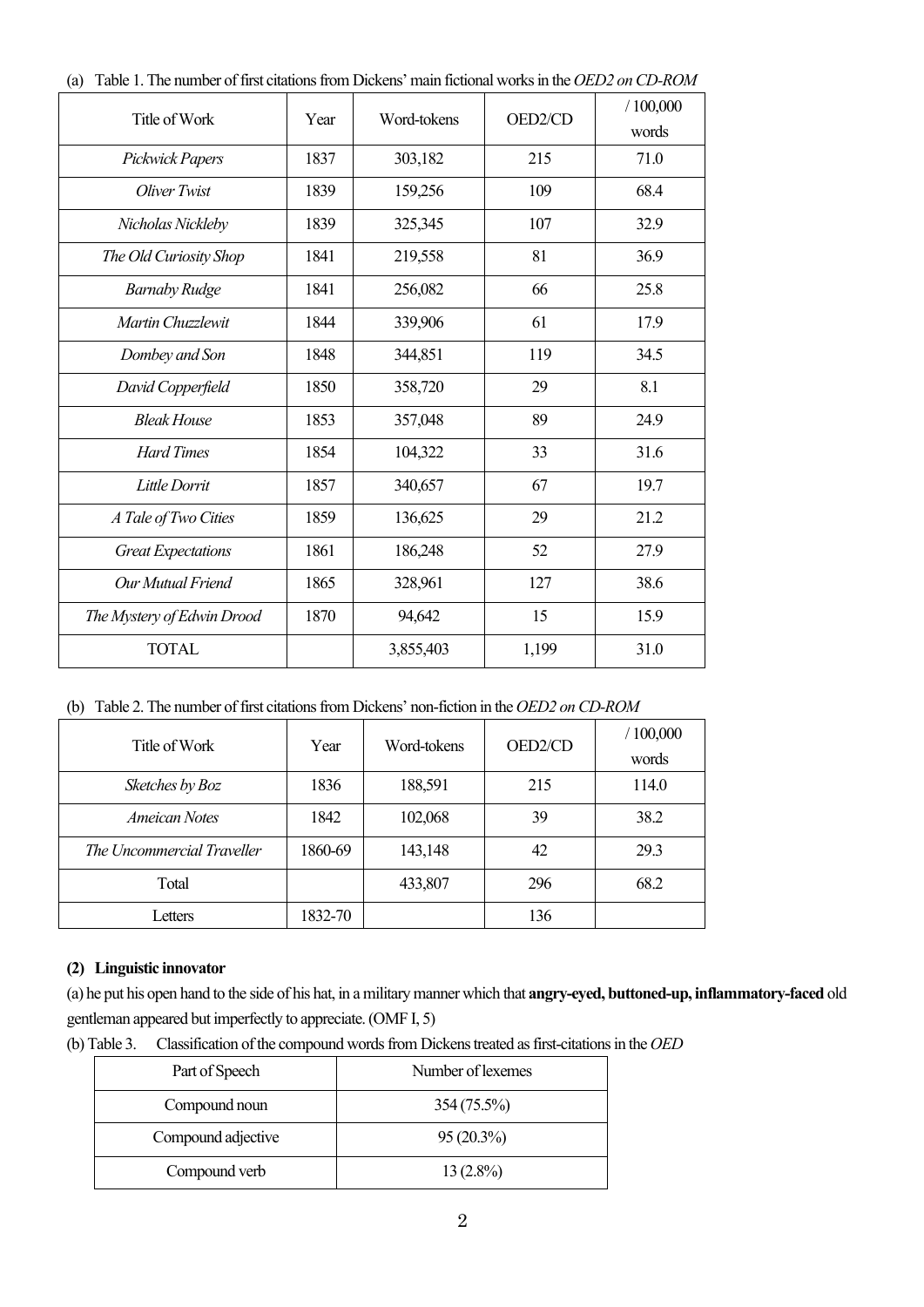(a) Table 1. The number of first citations from Dickens' main fictional works in the *OED2 on CD-ROM*

| Title of Work | Year | Word-tokens | OED2/CD | / 100,000 words |
|---|---|---|---|---|
| *Pickwick Papers* | 1837 | 303,182 | 215 | 71.0 |
| *Oliver Twist* | 1839 | 159,256 | 109 | 68.4 |
| *Nicholas Nickleby* | 1839 | 325,345 | 107 | 32.9 |
| *The Old Curiosity Shop* | 1841 | 219,558 | 81 | 36.9 |
| *Barnaby Rudge* | 1841 | 256,082 | 66 | 25.8 |
| *Martin Chuzzlewit* | 1844 | 339,906 | 61 | 17.9 |
| *Dombey and Son* | 1848 | 344,851 | 119 | 34.5 |
| *David Copperfield* | 1850 | 358,720 | 29 | 8.1 |
| *Bleak House* | 1853 | 357,048 | 89 | 24.9 |
| *Hard Times* | 1854 | 104,322 | 33 | 31.6 |
| *Little Dorrit* | 1857 | 340,657 | 67 | 19.7 |
| *A Tale of Two Cities* | 1859 | 136,625 | 29 | 21.2 |
| *Great Expectations* | 1861 | 186,248 | 52 | 27.9 |
| *Our Mutual Friend* | 1865 | 328,961 | 127 | 38.6 |
| *The Mystery of Edwin Drood* | 1870 | 94,642 | 15 | 15.9 |
| TOTAL | | 3,855,403 | 1,199 | 31.0 |

(b) Table 2. The number of first citations from Dickens' non-fiction in the *OED2 on CD-ROM*

| Title of Work | Year | Word-tokens | OED2/CD | / 100,000 words |
|---|---|---|---|---|
| *Sketches by Boz* | 1836 | 188,591 | 215 | 114.0 |
| *Ameican Notes* | 1842 | 102,068 | 39 | 38.2 |
| *The Uncommercial Traveller* | 1860-69 | 143,148 | 42 | 29.3 |
| Total | | 433,807 | 296 | 68.2 |
| Letters | 1832-70 | | 136 | |

**(2) Linguistic innovator**

(a) he put his open hand to the side of his hat, in a military manner which that **angry-eyed, buttoned-up, inflammatory-faced** old gentleman appeared but imperfectly to appreciate. (OMF I, 5)

(b) Table 3. Classification of the compound words from Dickens treated as first-citations in the *OED*

| Part of Speech | Number of lexemes |
|---|---|
| Compound noun | 354 (75.5%) |
| Compound adjective | 95 (20.3%) |
| Compound verb | 13 (2.8%) |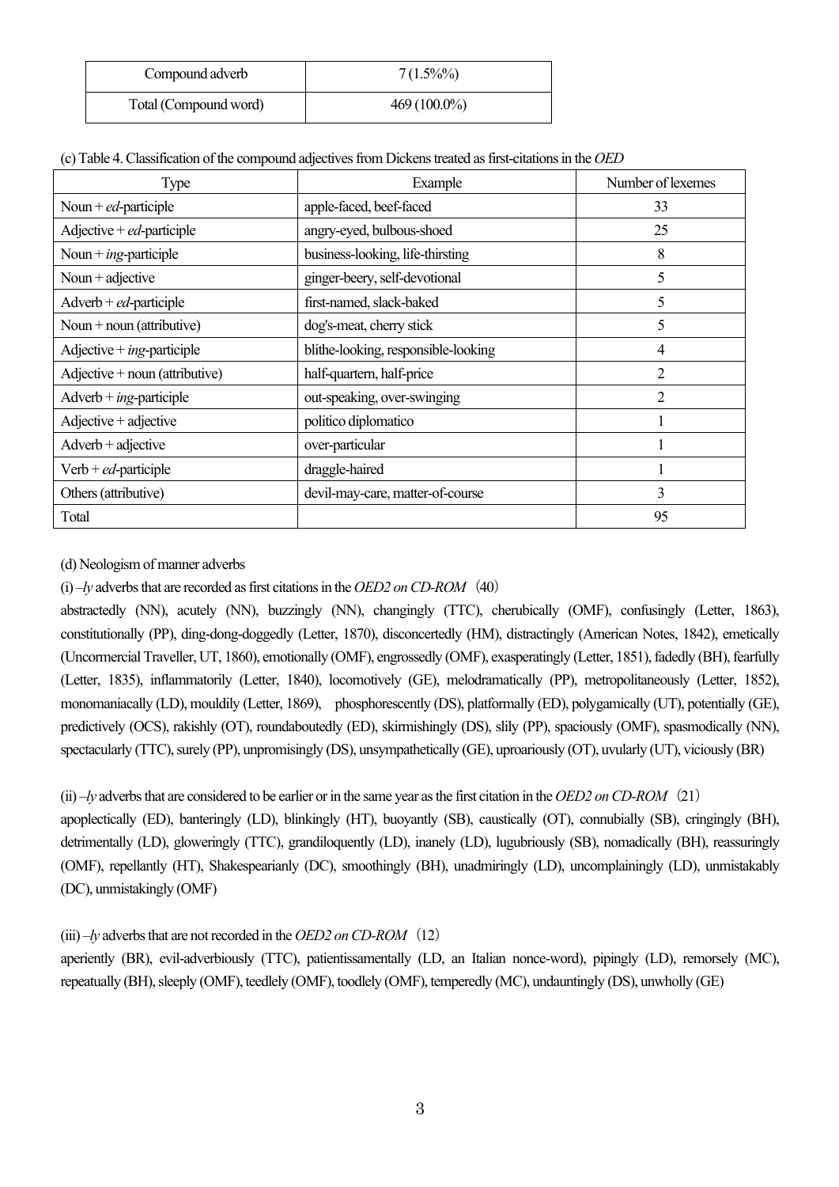| Compound adverb | 7 (1.5%%) |
|---|---|
| Total (Compound word) | 469 (100.0%) |

(c) Table 4. Classification of the compound adjectives from Dickens treated as first-citations in the *OED*

| Type | Example | Number of lexemes |
|---|---|---|
| Noun + *ed*-participle | apple-faced, beef-faced | 33 |
| Adjective + *ed*-participle | angry-eyed, bulbous-shoed | 25 |
| Noun + *ing*-participle | business-looking, life-thirsting | 8 |
| Noun + adjective | ginger-beery, self-devotional | 5 |
| Adverb + *ed*-participle | first-named, slack-baked | 5 |
| Noun + noun (attributive) | dog's-meat, cherry stick | 5 |
| Adjective + *ing*-participle | blithe-looking, responsible-looking | 4 |
| Adjective + noun (attributive) | half-quartern, half-price | 2 |
| Adverb + *ing*-participle | out-speaking, over-swinging | 2 |
| Adjective + adjective | politico diplomatico | 1 |
| Adverb + adjective | over-particular | 1 |
| Verb + *ed*-participle | draggle-haired | 1 |
| Others (attributive) | devil-may-care, matter-of-course | 3 |
| Total | | 95 |

(d) Neologism of manner adverbs

(i) *–ly* adverbs that are recorded as first citations in the *OED2 on CD-ROM* (40)

abstractedly (NN), acutely (NN), buzzingly (NN), changingly (TTC), cherubically (OMF), confusingly (Letter, 1863), constitutionally (PP), ding-dong-doggedly (Letter, 1870), disconcertedly (HM), distractingly (American Notes, 1842), emetically (Uncormercial Traveller, UT, 1860), emotionally (OMF), engrossedly (OMF), exasperatingly (Letter, 1851), fadedly (BH), fearfully (Letter, 1835), inflammatorily (Letter, 1840), locomotively (GE), melodramatically (PP), metropolitaneously (Letter, 1852), monomaniacally (LD), mouldily (Letter, 1869), phosphorescently (DS), platformally (ED), polygamically (UT), potentially (GE), predictively (OCS), rakishly (OT), roundaboutedly (ED), skirmishingly (DS), slily (PP), spaciously (OMF), spasmodically (NN), spectacularly (TTC), surely (PP), unpromisingly (DS), unsympathetically (GE), uproariously (OT), uvularly (UT), viciously (BR)

(ii) *–ly* adverbs that are considered to be earlier or in the same year as the first citation in the *OED2 on CD-ROM* (21)

apoplectically (ED), banteringly (LD), blinkingly (HT), buoyantly (SB), caustically (OT), connubially (SB), cringingly (BH), detrimentally (LD), gloweringly (TTC), grandiloquently (LD), inanely (LD), lugubriously (SB), nomadically (BH), reassuringly (OMF), repellantly (HT), Shakespearianly (DC), smoothingly (BH), unadmiringly (LD), uncomplainingly (LD), unmistakably (DC), unmistakingly (OMF)

(iii) *–ly* adverbs that are not recorded in the *OED2 on CD-ROM* (12)

aperiently (BR), evil-adverbiously (TTC), patientissamentally (LD, an Italian nonce-word), pipingly (LD), remorsely (MC), repeatually (BH), sleeply (OMF), teedlely (OMF), toodlely (OMF), temperedly (MC), undauntingly (DS), unwholly (GE)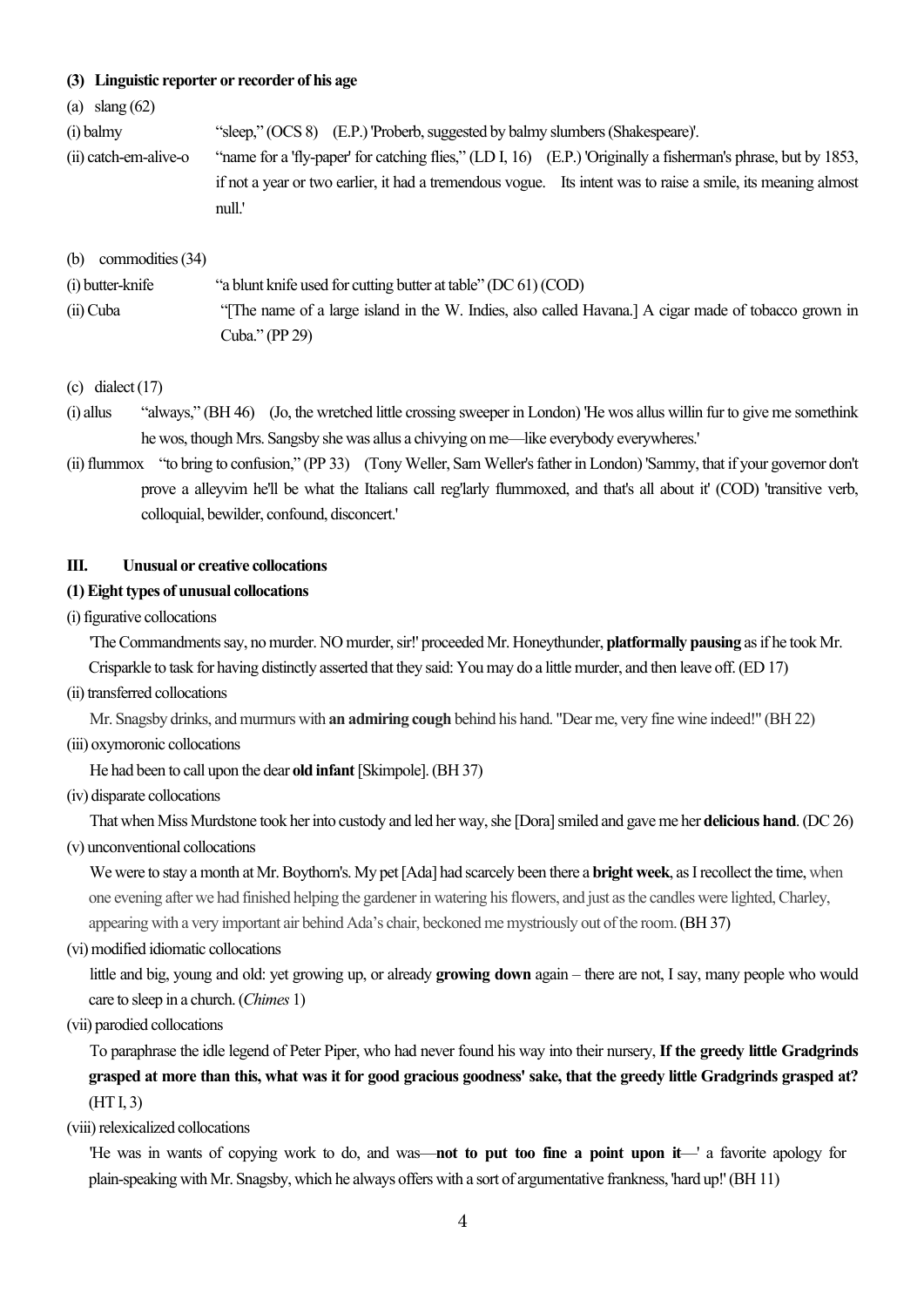**(3) Linguistic reporter or recorder of his age**

(a) slang (62)

(i) balmy "sleep," (OCS 8) (E.P.) 'Proberb, suggested by balmy slumbers (Shakespeare)'.

(ii) catch-em-alive-o "name for a 'fly-paper' for catching flies," (LD I, 16) (E.P.) 'Originally a fisherman's phrase, but by 1853, if not a year or two earlier, it had a tremendous vogue. Its intent was to raise a smile, its meaning almost null.'

(b) commodities (34)

(i) butter-knife "a blunt knife used for cutting butter at table" (DC 61) (COD)

(ii) Cuba "[The name of a large island in the W. Indies, also called Havana.] A cigar made of tobacco grown in Cuba." (PP 29)

(c) dialect (17)

(i) allus "always," (BH 46) (Jo, the wretched little crossing sweeper in London) 'He wos allus willin fur to give me somethink he wos, though Mrs. Sangsby she was allus a chivying on me—like everybody everywheres.'

(ii) flummox "to bring to confusion," (PP 33) (Tony Weller, Sam Weller's father in London) 'Sammy, that if your governor don't prove a alleyvim he'll be what the Italians call reg'larly flummoxed, and that's all about it' (COD) 'transitive verb, colloquial, bewilder, confound, disconcert.'

### III. Unusual or creative collocations

**(1) Eight types of unusual collocations**

(i) figurative collocations

'The Commandments say, no murder. NO murder, sir!' proceeded Mr. Honeythunder, **platformally pausing** as if he took Mr. Crisparkle to task for having distinctly asserted that they said: You may do a little murder, and then leave off. (ED 17)

(ii) transferred collocations

Mr. Snagsby drinks, and murmurs with **an admiring cough** behind his hand. "Dear me, very fine wine indeed!" (BH 22)

(iii) oxymoronic collocations

He had been to call upon the dear **old infant** [Skimpole]. (BH 37)

(iv) disparate collocations

That when Miss Murdstone took her into custody and led her way, she [Dora] smiled and gave me her **delicious hand**. (DC 26)

(v) unconventional collocations

We were to stay a month at Mr. Boythorn's. My pet [Ada] had scarcely been there a **bright week**, as I recollect the time, when one evening after we had finished helping the gardener in watering his flowers, and just as the candles were lighted, Charley, appearing with a very important air behind Ada's chair, beckoned me mystriously out of the room. (BH 37)

(vi) modified idiomatic collocations

little and big, young and old: yet growing up, or already **growing down** again – there are not, I say, many people who would care to sleep in a church. (*Chimes* 1)

(vii) parodied collocations

To paraphrase the idle legend of Peter Piper, who had never found his way into their nursery, **If the greedy little Gradgrinds grasped at more than this, what was it for good gracious goodness' sake, that the greedy little Gradgrinds grasped at?** (HT I, 3)

(viii) relexicalized collocations

'He was in wants of copying work to do, and was—**not to put too fine a point upon it**—' a favorite apology for plain-speaking with Mr. Snagsby, which he always offers with a sort of argumentative frankness, 'hard up!' (BH 11)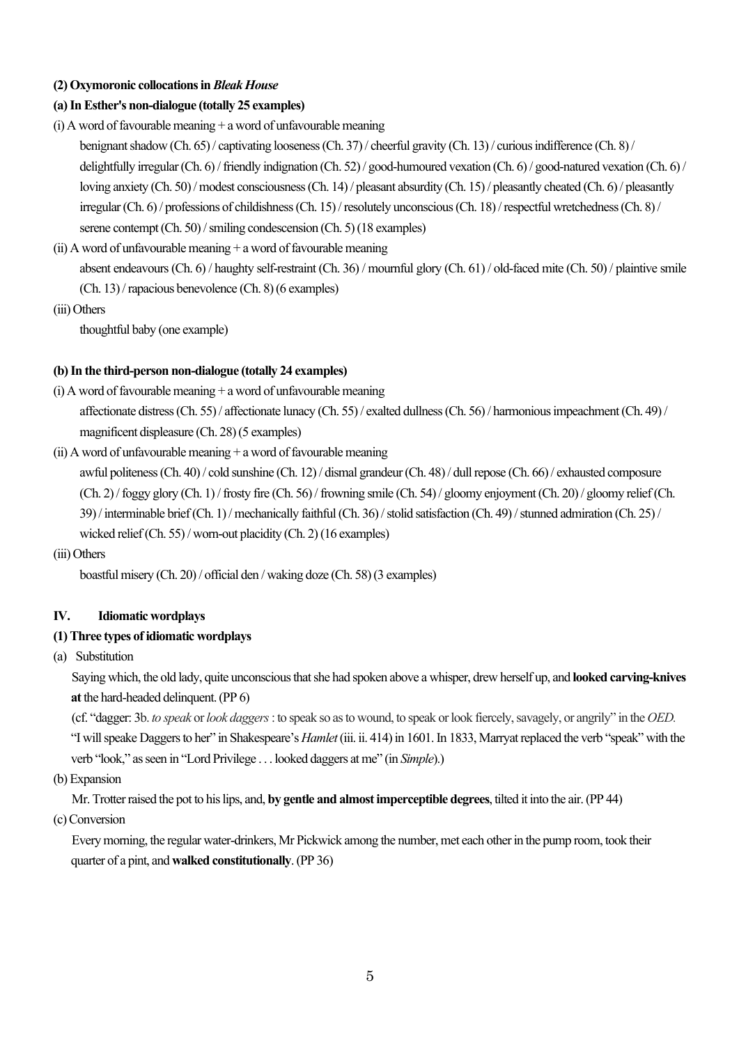**(2) Oxymoronic collocations in *Bleak House***

**(a) In Esther's non-dialogue (totally 25 examples)**

(i) A word of favourable meaning + a word of unfavourable meaning

benignant shadow (Ch. 65) / captivating looseness (Ch. 37) / cheerful gravity (Ch. 13) / curious indifference (Ch. 8) / delightfully irregular (Ch. 6) / friendly indignation (Ch. 52) / good-humoured vexation (Ch. 6) / good-natured vexation (Ch. 6) / loving anxiety (Ch. 50) / modest consciousness (Ch. 14) / pleasant absurdity (Ch. 15) / pleasantly cheated (Ch. 6) / pleasantly irregular (Ch. 6) / professions of childishness (Ch. 15) / resolutely unconscious (Ch. 18) / respectful wretchedness (Ch. 8) / serene contempt (Ch. 50) / smiling condescension (Ch. 5) (18 examples)

(ii) A word of unfavourable meaning + a word of favourable meaning

absent endeavours (Ch. 6) / haughty self-restraint (Ch. 36) / mournful glory (Ch. 61) / old-faced mite (Ch. 50) / plaintive smile (Ch. 13) / rapacious benevolence (Ch. 8) (6 examples)

(iii) Others

thoughtful baby (one example)

**(b) In the third-person non-dialogue (totally 24 examples)**

(i) A word of favourable meaning + a word of unfavourable meaning

affectionate distress (Ch. 55) / affectionate lunacy (Ch. 55) / exalted dullness (Ch. 56) / harmonious impeachment (Ch. 49) / magnificent displeasure (Ch. 28) (5 examples)

(ii) A word of unfavourable meaning + a word of favourable meaning

awful politeness (Ch. 40) / cold sunshine (Ch. 12) / dismal grandeur (Ch. 48) / dull repose (Ch. 66) / exhausted composure (Ch. 2) / foggy glory (Ch. 1) / frosty fire (Ch. 56) / frowning smile (Ch. 54) / gloomy enjoyment (Ch. 20) / gloomy relief (Ch. 39) / interminable brief (Ch. 1) / mechanically faithful (Ch. 36) / stolid satisfaction (Ch. 49) / stunned admiration (Ch. 25) / wicked relief (Ch. 55) / worn-out placidity (Ch. 2) (16 examples)

(iii) Others

boastful misery (Ch. 20) / official den / waking doze (Ch. 58) (3 examples)

## IV. Idiomatic wordplays

**(1) Three types of idiomatic wordplays**

(a) Substitution

Saying which, the old lady, quite unconscious that she had spoken above a whisper, drew herself up, and **looked carving-knives at** the hard-headed delinquent. (PP 6)

(cf. "dagger: 3b. *to speak* or *look daggers* : to speak so as to wound, to speak or look fiercely, savagely, or angrily" in the *OED.* "I will speake Daggers to her" in Shakespeare's *Hamlet* (iii. ii. 414) in 1601. In 1833, Marryat replaced the verb "speak" with the verb "look," as seen in "Lord Privilege . . . looked daggers at me" (in *Simple*).)

(b) Expansion

Mr. Trotter raised the pot to his lips, and, **by gentle and almost imperceptible degrees**, tilted it into the air. (PP 44)

(c) Conversion

Every morning, the regular water-drinkers, Mr Pickwick among the number, met each other in the pump room, took their quarter of a pint, and **walked constitutionally**. (PP 36)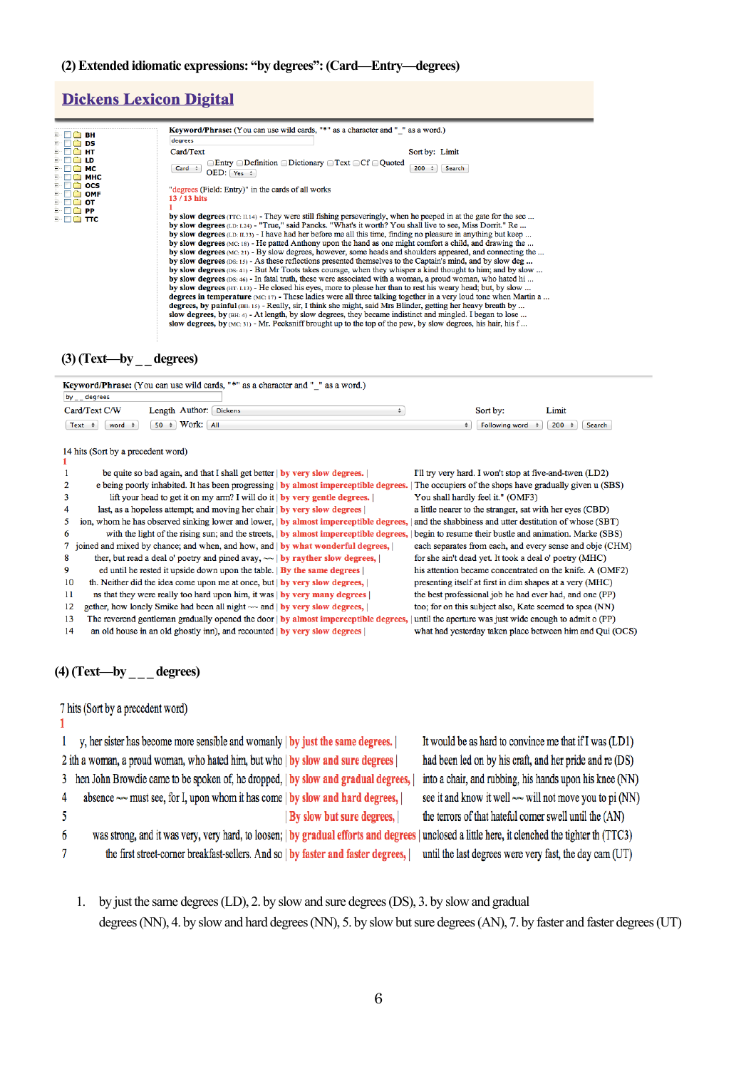(2) Extended idiomatic expressions: "by degrees": (Card—Entry—degrees)

**Dickens Lexicon Digital**

BH
DS
HT
LD
MC
MHC
OCS
OMF
OT
PP
TTC

**Keyword/Phrase:** (You can use wild cards, "*" as a character and "_" as a word.)

degrees

Card/Text Sort by: Limit

Card Entry Definition Dictionary Text Cf Quoted 200 Search
OED: Yes

"degrees (Field: Entry)" in the cards of all works
13 / 13 hits
1

**by slow degrees** (TTC: II.14) - They were still fishing perseveringly, when he peeped in at the gate for the sec ...
**by slow degrees** (LD: I.24) - "True," said Pancks. "What's it worth? You shall live to see, Miss Dorrit." Re ...
**by slow degrees** (LD: II.33) - I have had her before me all this time, finding no pleasure in anything but keep ...
**by slow degrees** (MC: 18) - He patted Anthony upon the hand as one might comfort a child, and drawing the ...
**by slow degrees** (MC: 21) - By slow degrees, however, some heads and shoulders appeared, and connecting the ...
**by slow degrees** (DS: 15) - As these reflections presented themselves to the Captain's mind, and by slow deg ...
**by slow degrees** (DS: 41) - But Mr Toots takes courage, when they whisper a kind thought to him; and by slow ...
**by slow degrees** (DS: 46) - In fatal truth, these were associated with a woman, a proud woman, who hated hi ...
**by slow degrees** (HT: I.13) - He closed his eyes, more to please her than to rest his weary head; but, by slow ...
**degrees in temperature** (MC: 17) - These ladies were all three talking together in a very loud tone when Martin a ...
**degrees, by painful** (BH: 15) - Really, sir, I think she might, said Mrs Blinder, getting her heavy breath by ...
**slow degrees, by** (BH: 4) - At length, by slow degrees, they became indistinct and mingled. I began to lose ...
**slow degrees, by** (MC: 31) - Mr. Pecksniff brought up to the top of the pew, by slow degrees, his hair, his f ...

(3) (Text—by _ _ degrees)

**Keyword/Phrase:** (You can use wild cards, "*" as a character and "_" as a word.)

by _ _ degrees

Card/Text C/W Length Author: Dickens Sort by: Limit
Text word 50 Work: All Following word 200 Search

14 hits (Sort by a precedent word)
1

| | | | |
|---|---|---|---|
| 1 | be quite so bad again, and that I shall get better | by very slow degrees. | I'll try very hard. I won't stop at five-and-twen (LD2) |
| 2 | e being poorly inhabited. It has been progressing | by almost imperceptible degrees. | The occupiers of the shops have gradually given u (SBS) |
| 3 | lift your head to get it on my arm? I will do it | by very gentle degrees. | You shall hardly feel it." (OMF3) |
| 4 | last, as a hopeless attempt; and moving her chair | by very slow degrees | a little nearer to the stranger, sat with her eyes (CBD) |
| 5 | ion, whom he has observed sinking lower and lower, | by almost imperceptible degrees, | and the shabbiness and utter destitution of whose (SBT) |
| 6 | with the light of the rising sun; and the streets, | by almost imperceptible degrees, | begin to resume their bustle and animation. Marke (SBS) |
| 7 | joined and mixed by chance; and when, and how, and | by what wonderful degrees, | each separates from each, and every sense and obje (CHM) |
| 8 | ther, but read a deal o' poetry and pined away, ~~ | by rayther slow degrees, | for she ain't dead yet. It took a deal o' poetry (MHC) |
| 9 | ed until he rested it upside down upon the table. | By the same degrees | his attention became concentrated on the knife. A (OMF2) |
| 10 | th. Neither did the idea come upon me at once, but | by very slow degrees, | presenting itself at first in dim shapes at a very (MHC) |
| 11 | ns that they were really too hard upon him, it was | by very many degrees | the best professional job he had ever had, and one (PP) |
| 12 | gether, how lonely Smike had been all night ~~ and | by very slow degrees, | too; for on this subject also, Kate seemed to spea (NN) |
| 13 | The reverend gentleman gradually opened the door | by almost imperceptible degrees, | until the aperture was just wide enough to admit o (PP) |
| 14 | an old house in an old ghostly inn), and recounted | by very slow degrees | what had yesterday taken place between him and Qui (OCS) |

(4) (Text—by _ _ _ degrees)

7 hits (Sort by a precedent word)
1

| | | | |
|---|---|---|---|
| 1 | y, her sister has become more sensible and womanly | by just the same degrees. | It would be as hard to convince me that if I was (LD1) |
| 2 | ith a woman, a proud woman, who hated him, but who | by slow and sure degrees | had been led on by his craft, and her pride and re (DS) |
| 3 | hen John Browdie came to be spoken of, he dropped, | by slow and gradual degrees, | into a chair, and rubbing, his hands upon his knee (NN) |
| 4 | absence ~~ must see, for I, upon whom it has come | by slow and hard degrees, | see it and know it well ~~ will not move you to pi (NN) |
| 5 | | By slow but sure degrees, | the terrors of that hateful corner swell until the (AN) |
| 6 | was strong, and it was very, very hard, to loosen; | by gradual efforts and degrees | unclosed a little here, it clenched the tighter th (TTC3) |
| 7 | the first street-corner breakfast-sellers. And so | by faster and faster degrees, | until the last degrees were very fast, the day cam (UT) |

1. by just the same degrees (LD), 2. by slow and sure degrees (DS), 3. by slow and gradual degrees (NN), 4. by slow and hard degrees (NN), 5. by slow but sure degrees (AN), 7. by faster and faster degrees (UT)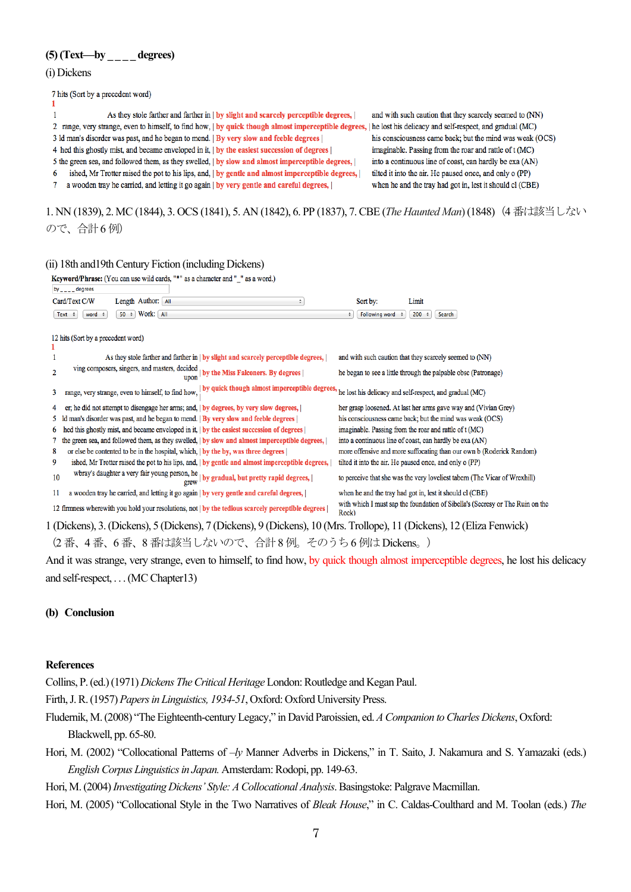**(5) (Text—by _ _ _ _ degrees)**

(i) Dickens

7 hits (Sort by a precedent word)

1

| | | | |
|---|---|---|---|
| 1 | As they stole farther and farther in | by slight and scarcely perceptible degrees, | and with such caution that they scarcely seemed to (NN) |
| 2 | range, very strange, even to himself, to find how, | by quick though almost imperceptible degrees, | he lost his delicacy and self-respect, and gradual (MC) |
| 3 | ld man's disorder was past, and he began to mend. | By very slow and feeble degrees | his consciousness came back; but the mind was weak (OCS) |
| 4 | hed this ghostly mist, and became enveloped in it, | by the easiest succession of degrees | imaginable. Passing from the roar and rattle of t (MC) |
| 5 | the green sea, and followed them, as they swelled, | by slow and almost imperceptible degrees, | into a continuous line of coast, can hardly be exa (AN) |
| 6 | ished, Mr Trotter raised the pot to his lips, and, | by gentle and almost imperceptible degrees, | tilted it into the air. He paused once, and only o (PP) |
| 7 | a wooden tray he carried, and letting it go again | by very gentle and careful degrees, | when he and the tray had got in, lest it should cl (CBE) |

1. NN (1839), 2. MC (1844), 3. OCS (1841), 5. AN (1842), 6. PP (1837), 7. CBE (*The Haunted Man*) (1848)（4 番は該当しないので、合計 6 例）

(ii) 18th and19th Century Fiction (including Dickens)

Keyword/Phrase: (You can use wild cards, "*" as a character and "_" as a word.)

by_ _ _ _degrees

Card/Text C/W Length Author: All

Text word 50 Work: All Sort by: Following word Limit 200 Search

12 hits (Sort by a precedent word)

1

| | | | |
|---|---|---|---|
| 1 | As they stole farther and farther in | by slight and scarcely perceptible degrees, | and with such caution that they scarcely seemed to (NN) |
| 2 | ving composers, singers, and masters, decided upon | by the Miss Falconers. By degrees | he began to see a little through the palpable obsc (Patronage) |
| 3 | range, very strange, even to himself, to find how, | by quick though almost imperceptible degrees, | he lost his delicacy and self-respect, and gradual (MC) |
| 4 | er; he did not attempt to disengage her arms; and, | by degrees, by very slow degrees, | her grasp loosened. At last her arms gave way and (Vivian Grey) |
| 5 | ld man's disorder was past, and he began to mend. | By very slow and feeble degrees | his consciousness came back; but the mind was weak (OCS) |
| 6 | hed this ghostly mist, and became enveloped in it, | by the easiest succession of degrees | imaginable. Passing from the roar and rattle of t (MC) |
| 7 | the green sea, and followed them, as they swelled, | by slow and almost imperceptible degrees, | into a continuous line of coast, can hardly be exa (AN) |
| 8 | or else be contented to be in the hospital, which, | by the by, was three degrees | more offensive and more suffocating than our own b (Roderick Random) |
| 9 | ished, Mr Trotter raised the pot to his lips, and, | by gentle and almost imperceptible degrees, | tilted it into the air. He paused once, and only o (PP) |
| 10 | wbray's daughter a very fair young person, he grew | by gradual, but pretty rapid degrees, | to perceive that she was the very loveliest tabern (The Vicar of Wrexhill) |
| 11 | a wooden tray he carried, and letting it go again | by very gentle and careful degrees, | when he and the tray had got in, lest it should cl (CBE) |
| 12 | firmness wherewith you hold your resolutions, not | by the tedious scarcely perceptible degrees | with which I must sap the foundation of Sibella's (Secresy or The Ruin on the Rock) |

1 (Dickens), 3. (Dickens), 5 (Dickens), 7 (Dickens), 9 (Dickens), 10 (Mrs. Trollope), 11 (Dickens), 12 (Eliza Fenwick)（2 番、4 番、6 番、8 番は該当しないので、合計 8 例。そのうち 6 例は Dickens。）

And it was strange, very strange, even to himself, to find how, by quick though almost imperceptible degrees, he lost his delicacy and self-respect, . . . (MC Chapter13)

**(b) Conclusion**

**References**

Collins, P. (ed.) (1971) *Dickens The Critical Heritage* London: Routledge and Kegan Paul.

Firth, J. R. (1957) *Papers in Linguistics, 1934-51*, Oxford: Oxford University Press.

Fludernik, M. (2008) "The Eighteenth-century Legacy," in David Paroissien, ed. *A Companion to Charles Dickens*, Oxford: Blackwell, pp. 65-80.

Hori, M. (2002) "Collocational Patterns of –*ly* Manner Adverbs in Dickens," in T. Saito, J. Nakamura and S. Yamazaki (eds.) *English Corpus Linguistics in Japan.* Amsterdam: Rodopi, pp. 149-63.

Hori, M. (2004) *Investigating Dickens' Style: A Collocational Analysis*. Basingstoke: Palgrave Macmillan.

Hori, M. (2005) "Collocational Style in the Two Narratives of *Bleak House*," in C. Caldas-Coulthard and M. Toolan (eds.) *The*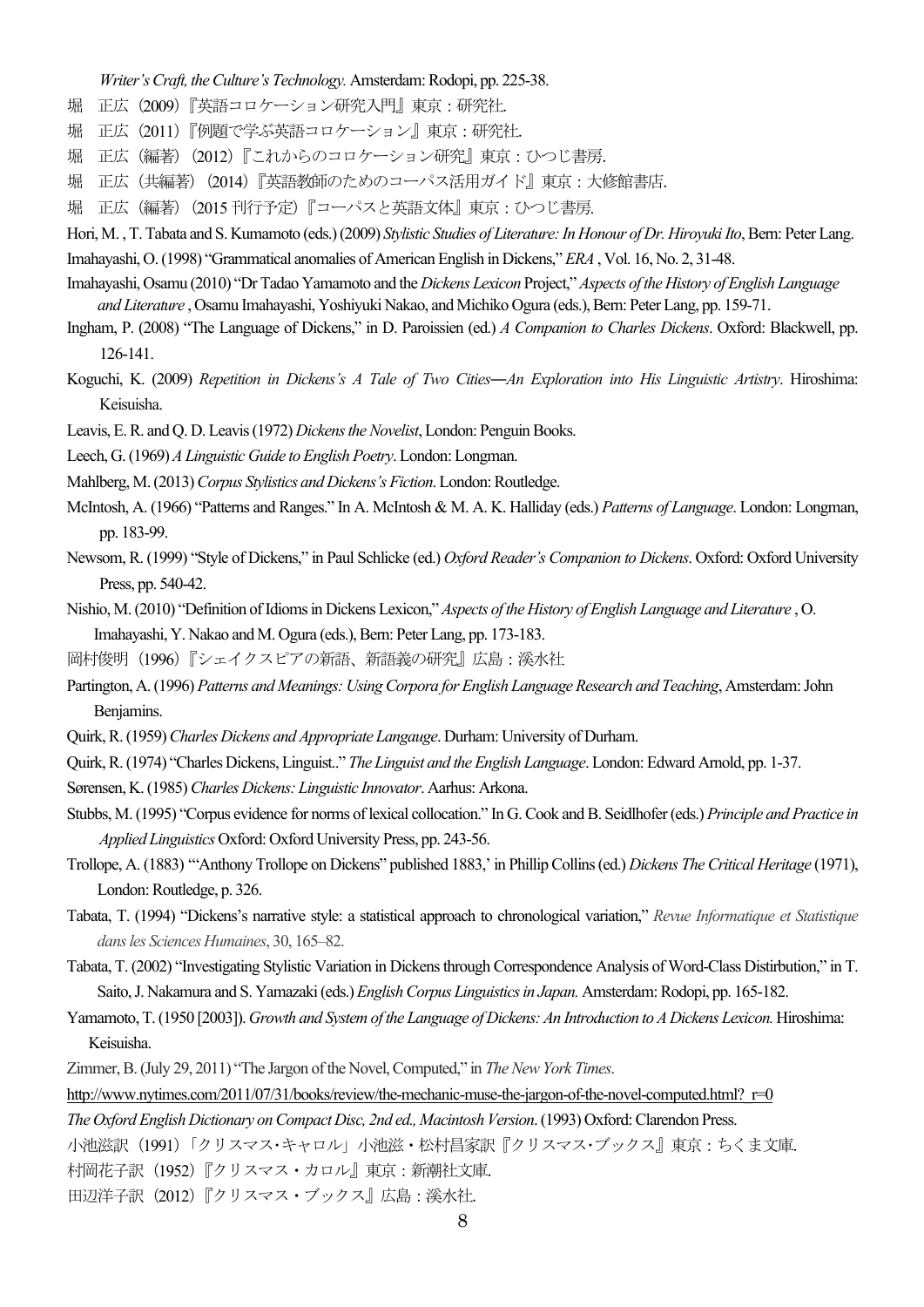*Writer's Craft, the Culture's Technology.* Amsterdam: Rodopi, pp. 225-38.

堀　正広（2009）『英語コロケーション研究入門』東京：研究社.

堀　正広（2011）『例題で学ぶ英語コロケーション』東京：研究社.

堀　正広（編著）（2012）『これからのコロケーション研究』東京：ひつじ書房.

堀　正広（共編著）（2014）『英語教師のためのコーパス活用ガイド』東京：大修館書店.

堀　正広（編著）（2015 刊行予定）『コーパスと英語文体』東京：ひつじ書房.

Hori, M. , T. Tabata and S. Kumamoto (eds.) (2009) *Stylistic Studies of Literature: In Honour of Dr. Hiroyuki Ito*, Bern: Peter Lang.

Imahayashi, O. (1998) "Grammatical anomalies of American English in Dickens," *ERA* , Vol. 16, No. 2, 31-48.

Imahayashi, Osamu (2010) "Dr Tadao Yamamoto and the *Dickens Lexicon* Project," *Aspects of the History of English Language and Literature* , Osamu Imahayashi, Yoshiyuki Nakao, and Michiko Ogura (eds.), Bern: Peter Lang, pp. 159-71.

Ingham, P. (2008) "The Language of Dickens," in D. Paroissien (ed.) *A Companion to Charles Dickens*. Oxford: Blackwell, pp. 126-141.

Koguchi, K. (2009) *Repetition in Dickens's A Tale of Two Cities—An Exploration into His Linguistic Artistry*. Hiroshima: Keisuisha.

Leavis, E. R. and Q. D. Leavis (1972) *Dickens the Novelist*, London: Penguin Books.

Leech, G. (1969) *A Linguistic Guide to English Poetry*. London: Longman.

Mahlberg, M. (2013) *Corpus Stylistics and Dickens's Fiction*. London: Routledge.

McIntosh, A. (1966) "Patterns and Ranges." In A. McIntosh & M. A. K. Halliday (eds.) *Patterns of Language*. London: Longman, pp. 183-99.

Newsom, R. (1999) "Style of Dickens," in Paul Schlicke (ed.) *Oxford Reader's Companion to Dickens*. Oxford: Oxford University Press, pp. 540-42.

Nishio, M. (2010) "Definition of Idioms in Dickens Lexicon," *Aspects of the History of English Language and Literature* , O. Imahayashi, Y. Nakao and M. Ogura (eds.), Bern: Peter Lang, pp. 173-183.

岡村俊明（1996）『シェイクスピアの新語、新語義の研究』広島：溪水社

Partington, A. (1996) *Patterns and Meanings: Using Corpora for English Language Research and Teaching*, Amsterdam: John Benjamins.

Quirk, R. (1959) *Charles Dickens and Appropriate Langauge*. Durham: University of Durham.

Quirk, R. (1974) "Charles Dickens, Linguist.." *The Linguist and the English Language*. London: Edward Arnold, pp. 1-37.

Sørensen, K. (1985) *Charles Dickens: Linguistic Innovator*. Aarhus: Arkona.

Stubbs, M. (1995) "Corpus evidence for norms of lexical collocation." In G. Cook and B. Seidlhofer (eds.) *Principle and Practice in Applied Linguistics* Oxford: Oxford University Press, pp. 243-56.

Trollope, A. (1883) "'Anthony Trollope on Dickens" published 1883,' in Phillip Collins (ed.) *Dickens The Critical Heritage* (1971), London: Routledge, p. 326.

Tabata, T. (1994) "Dickens's narrative style: a statistical approach to chronological variation," *Revue Informatique et Statistique dans les Sciences Humaines*, 30, 165–82.

Tabata, T. (2002) "Investigating Stylistic Variation in Dickens through Correspondence Analysis of Word-Class Distirbution," in T. Saito, J. Nakamura and S. Yamazaki (eds.) *English Corpus Linguistics in Japan.* Amsterdam: Rodopi, pp. 165-182.

Yamamoto, T. (1950 [2003]). *Growth and System of the Language of Dickens: An Introduction to A Dickens Lexicon.* Hiroshima: Keisuisha.

Zimmer, B. (July 29, 2011) "The Jargon of the Novel, Computed," in *The New York Times*.

http://www.nytimes.com/2011/07/31/books/review/the-mechanic-muse-the-jargon-of-the-novel-computed.html?_r=0

*The Oxford English Dictionary on Compact Disc, 2nd ed., Macintosh Version*. (1993) Oxford: Clarendon Press.

小池滋訳（1991）「クリスマス･キャロル」小池滋・松村昌家訳『クリスマス･ブックス』東京：ちくま文庫.

村岡花子訳（1952）『クリスマス・カロル』東京：新潮社文庫.

田辺洋子訳（2012）『クリスマス・ブックス』広島：溪水社.